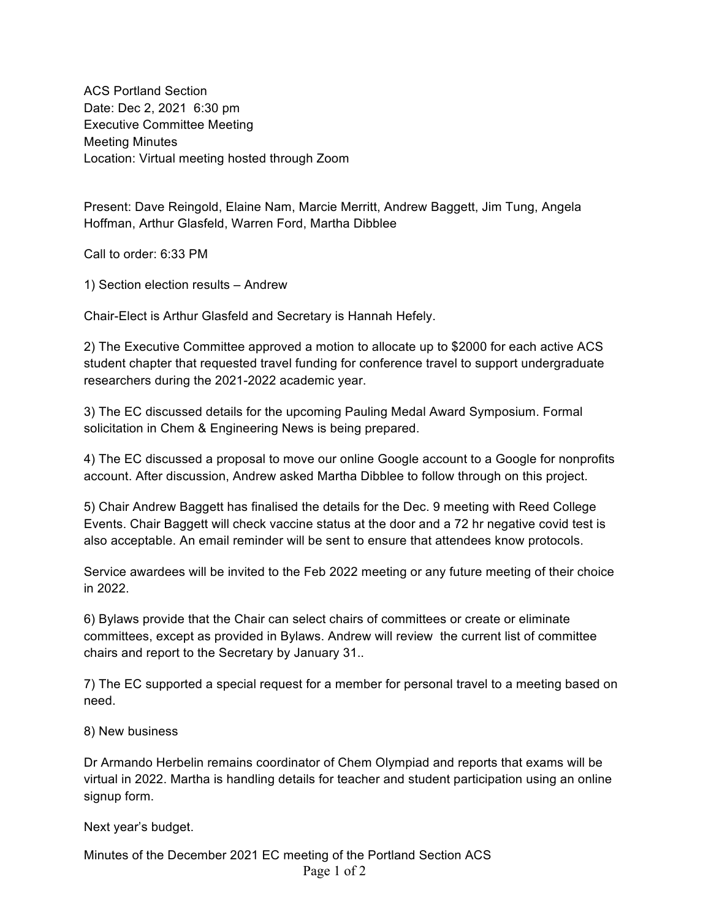ACS Portland Section
Date: Dec 2, 2021 6:30 pm
Executive Committee Meeting
Meeting Minutes
Location: Virtual meeting hosted through Zoom

Present: Dave Reingold, Elaine Nam, Marcie Merritt, Andrew Baggett, Jim Tung, Angela Hoffman, Arthur Glasfeld, Warren Ford, Martha Dibblee

Call to order: 6:33 PM

1) Section election results – Andrew

Chair-Elect is Arthur Glasfeld and Secretary is Hannah Hefely.

2) The Executive Committee approved a motion to allocate up to $2000 for each active ACS student chapter that requested travel funding for conference travel to support undergraduate researchers during the 2021-2022 academic year.

3) The EC discussed details for the upcoming Pauling Medal Award Symposium. Formal solicitation in Chem & Engineering News is being prepared.

4) The EC discussed a proposal to move our online Google account to a Google for nonprofits account. After discussion, Andrew asked Martha Dibblee to follow through on this project.

5) Chair Andrew Baggett has finalised the details for the Dec. 9 meeting with Reed College Events. Chair Baggett will check vaccine status at the door and a 72 hr negative covid test is also acceptable. An email reminder will be sent to ensure that attendees know protocols.

Service awardees will be invited to the Feb 2022 meeting or any future meeting of their choice in 2022.

6) Bylaws provide that the Chair can select chairs of committees or create or eliminate committees, except as provided in Bylaws. Andrew will review the current list of committee chairs and report to the Secretary by January 31..

7) The EC supported a special request for a member for personal travel to a meeting based on need.

8) New business

Dr Armando Herbelin remains coordinator of Chem Olympiad and reports that exams will be virtual in 2022. Martha is handling details for teacher and student participation using an online signup form.

Next year's budget.

Minutes of the December 2021 EC meeting of the Portland Section ACS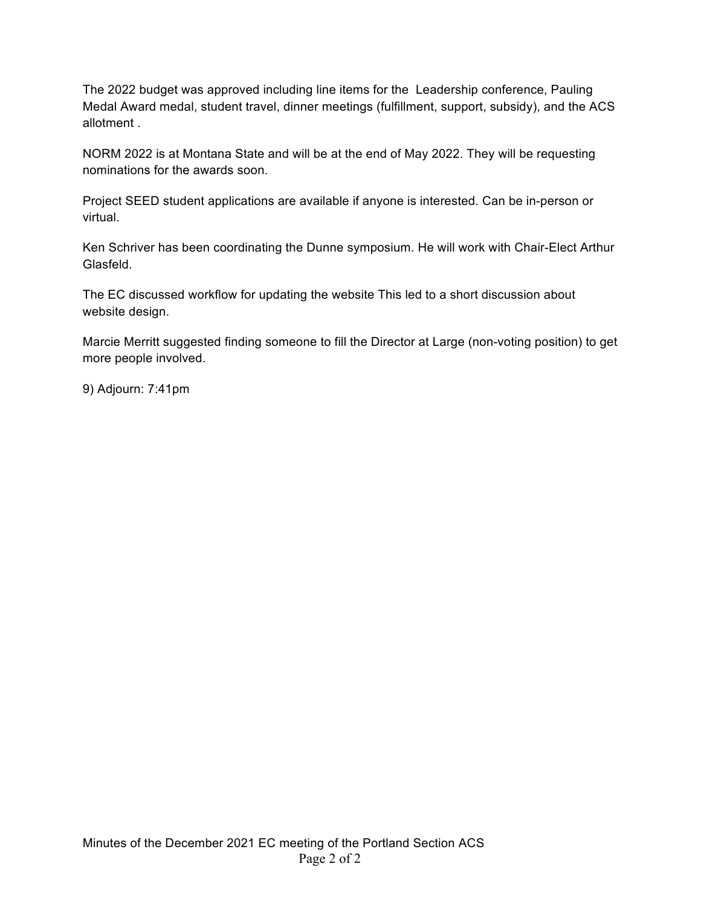The 2022 budget was approved including line items for the  Leadership conference, Pauling Medal Award medal, student travel, dinner meetings (fulfillment, support, subsidy), and the ACS allotment .

NORM 2022 is at Montana State and will be at the end of May 2022. They will be requesting nominations for the awards soon.

Project SEED student applications are available if anyone is interested. Can be in-person or virtual.

Ken Schriver has been coordinating the Dunne symposium. He will work with Chair-Elect Arthur Glasfeld.

The EC discussed workflow for updating the website This led to a short discussion about website design.

Marcie Merritt suggested finding someone to fill the Director at Large (non-voting position) to get more people involved.

9) Adjourn: 7:41pm